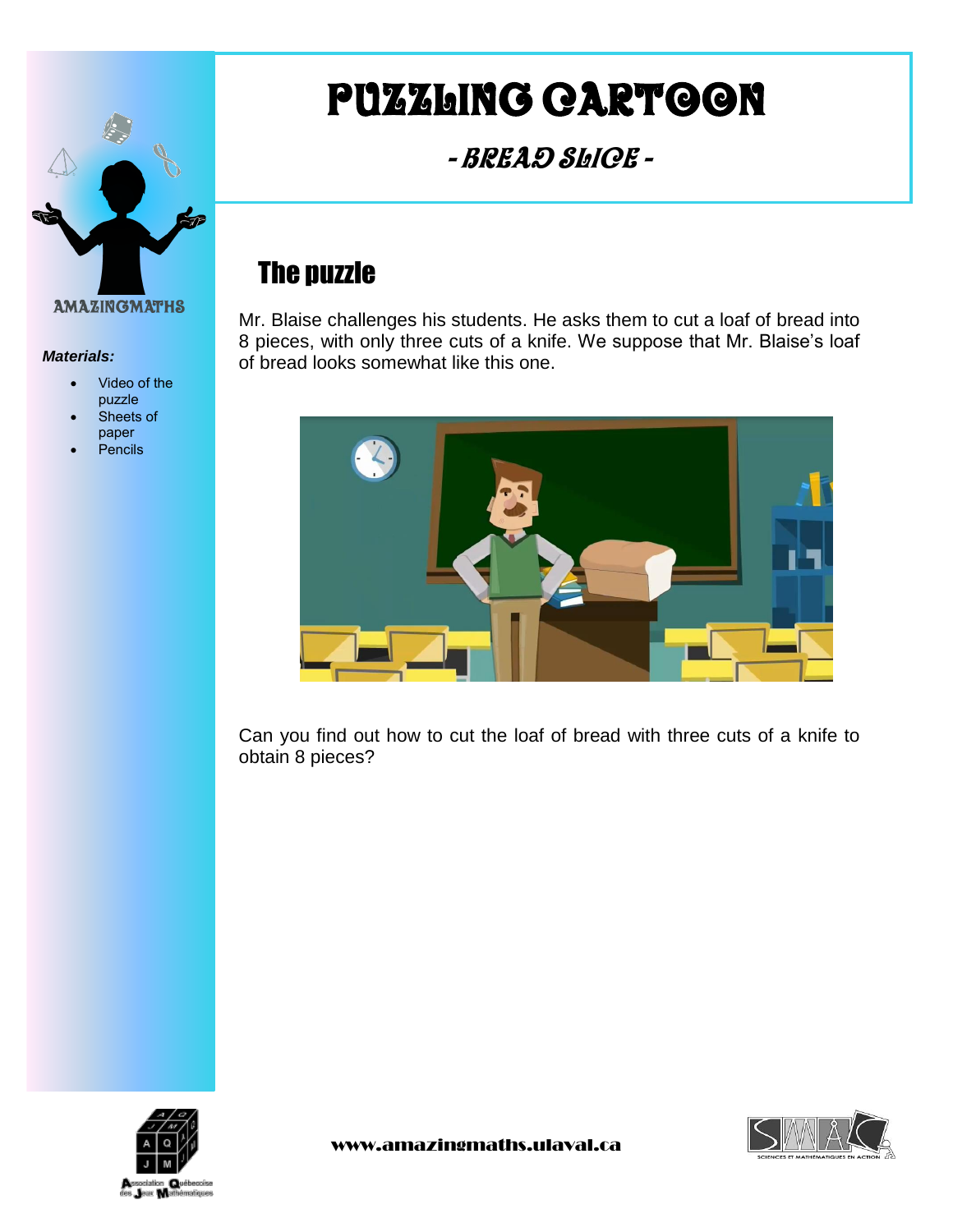# PUZZLING CARTOON

## - BREAD SLICE -

AMAZINGMATHS

***Materials:***

- Video of the puzzle
- Sheets of paper
- Pencils

## The puzzle

Mr. Blaise challenges his students. He asks them to cut a loaf of bread into 8 pieces, with only three cuts of a knife. We suppose that Mr. Blaise's loaf of bread looks somewhat like this one.

Can you find out how to cut the loaf of bread with three cuts of a knife to obtain 8 pieces?

www.amazingmaths.ulaval.ca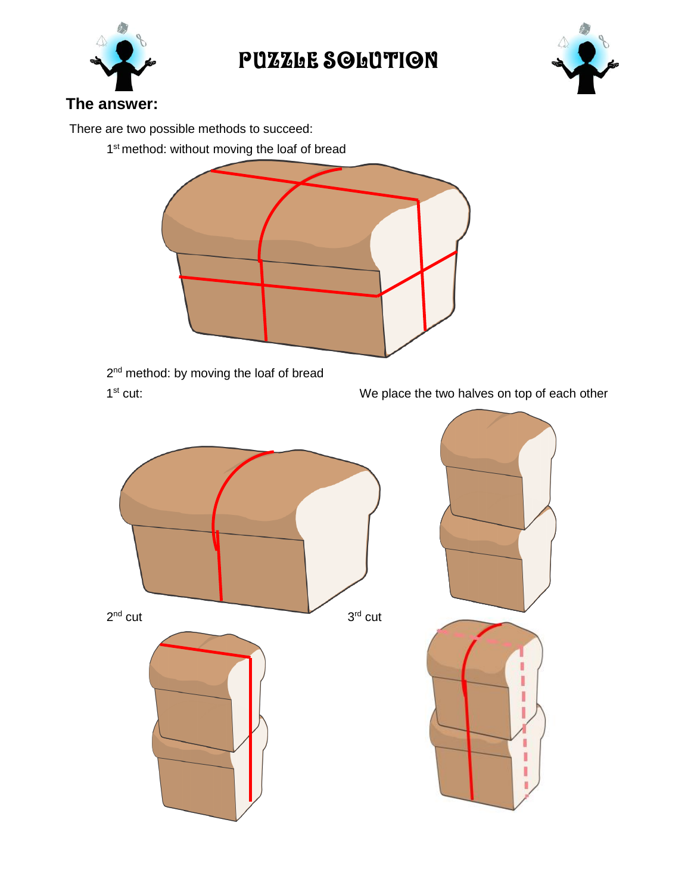# PUZZLE SOLUTION

**The answer:**

There are two possible methods to succeed:

1st method: without moving the loaf of bread

2nd method: by moving the loaf of bread

1st cut:

We place the two halves on top of each other

2nd cut

3rd cut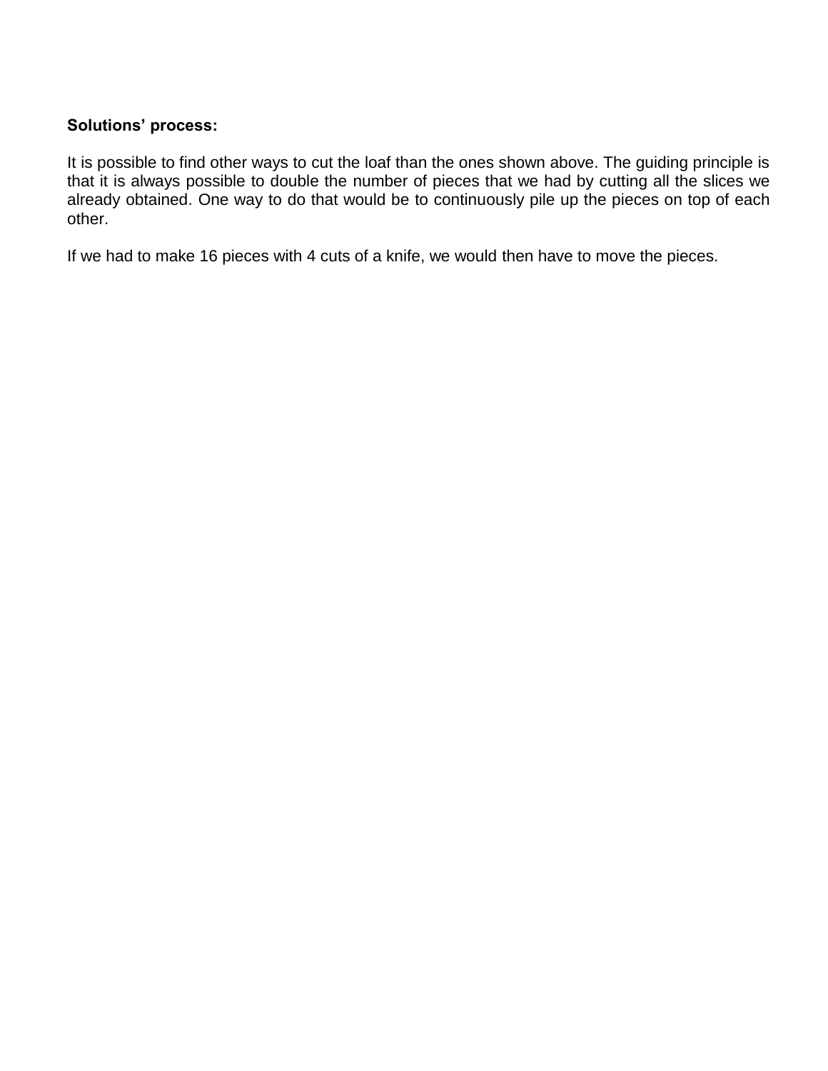**Solutions' process:**

It is possible to find other ways to cut the loaf than the ones shown above. The guiding principle is that it is always possible to double the number of pieces that we had by cutting all the slices we already obtained. One way to do that would be to continuously pile up the pieces on top of each other.

If we had to make 16 pieces with 4 cuts of a knife, we would then have to move the pieces.